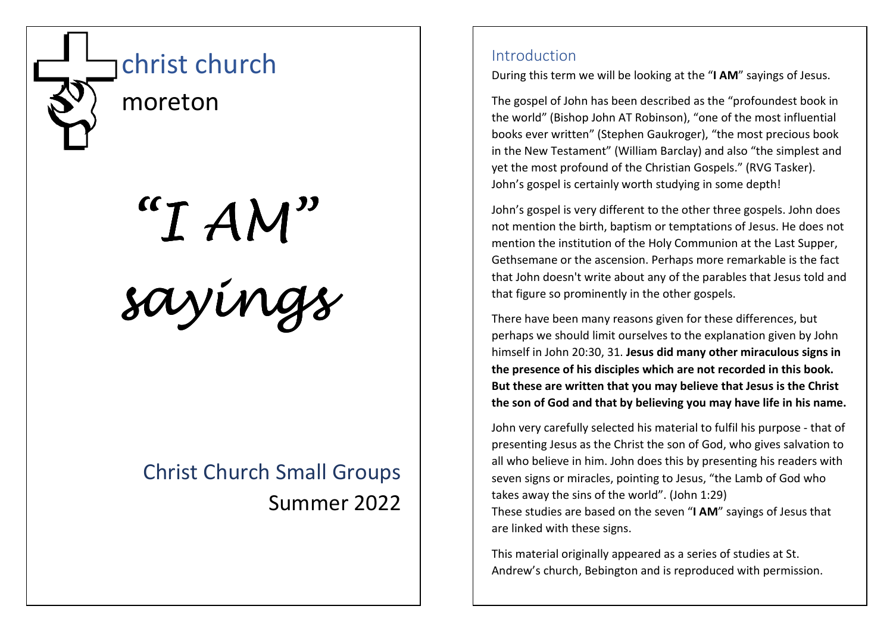christ church

moreton

# "I AM" sayings

Christ Church Small Groups

Summer 2022

## Introduction

During this term we will be looking at the "**I AM**" sayings of Jesus.

The gospel of John has been described as the "profoundest book in the world" (Bishop John AT Robinson), "one of the most influential books ever written" (Stephen Gaukroger), "the most precious book in the New Testament" (William Barclay) and also "the simplest and yet the most profound of the Christian Gospels." (RVG Tasker). John's gospel is certainly worth studying in some depth!

John's gospel is very different to the other three gospels. John does not mention the birth, baptism or temptations of Jesus. He does not mention the institution of the Holy Communion at the Last Supper, Gethsemane or the ascension. Perhaps more remarkable is the fact that John doesn't write about any of the parables that Jesus told and that figure so prominently in the other gospels.

There have been many reasons given for these differences, but perhaps we should limit ourselves to the explanation given by John himself in John 20:30, 31. **Jesus did many other miraculous signs in the presence of his disciples which are not recorded in this book. But these are written that you may believe that Jesus is the Christ the son of God and that by believing you may have life in his name.**

John very carefully selected his material to fulfil his purpose - that of presenting Jesus as the Christ the son of God, who gives salvation to all who believe in him. John does this by presenting his readers with seven signs or miracles, pointing to Jesus, "the Lamb of God who takes away the sins of the world". (John 1:29)
These studies are based on the seven "**I AM**" sayings of Jesus that are linked with these signs.

This material originally appeared as a series of studies at St. Andrew's church, Bebington and is reproduced with permission.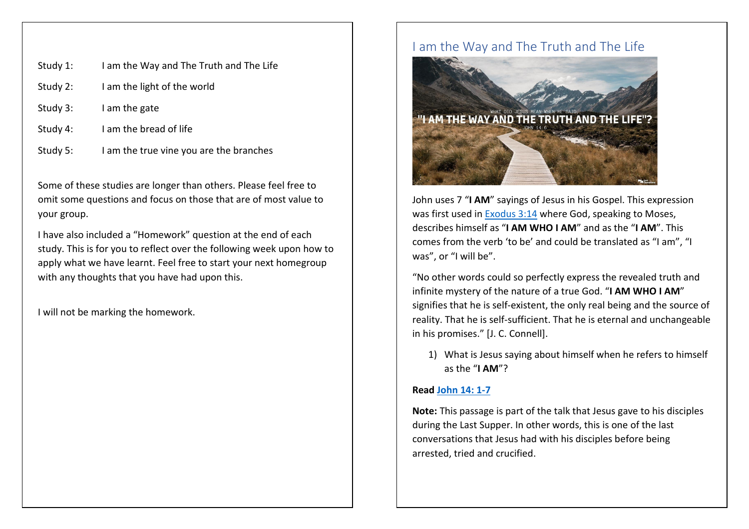Study 1: I am the Way and The Truth and The Life

Study 2: I am the light of the world

Study 3: I am the gate

Study 4: I am the bread of life

Study 5: I am the true vine you are the branches

Some of these studies are longer than others. Please feel free to omit some questions and focus on those that are of most value to your group.

I have also included a "Homework" question at the end of each study. This is for you to reflect over the following week upon how to apply what we have learnt. Feel free to start your next homegroup with any thoughts that you have had upon this.

I will not be marking the homework.

## I am the Way and The Truth and The Life

John uses 7 "**I AM**" sayings of Jesus in his Gospel. This expression was first used in Exodus 3:14 where God, speaking to Moses, describes himself as "**I AM WHO I AM**" and as the "**I AM**". This comes from the verb 'to be' and could be translated as "I am", "I was", or "I will be".

"No other words could so perfectly express the revealed truth and infinite mystery of the nature of a true God. "**I AM WHO I AM**" signifies that he is self-existent, the only real being and the source of reality. That he is self-sufficient. That he is eternal and unchangeable in his promises." [J. C. Connell].

1) What is Jesus saying about himself when he refers to himself as the "**I AM**"?

**Read John 14: 1-7**

**Note:** This passage is part of the talk that Jesus gave to his disciples during the Last Supper. In other words, this is one of the last conversations that Jesus had with his disciples before being arrested, tried and crucified.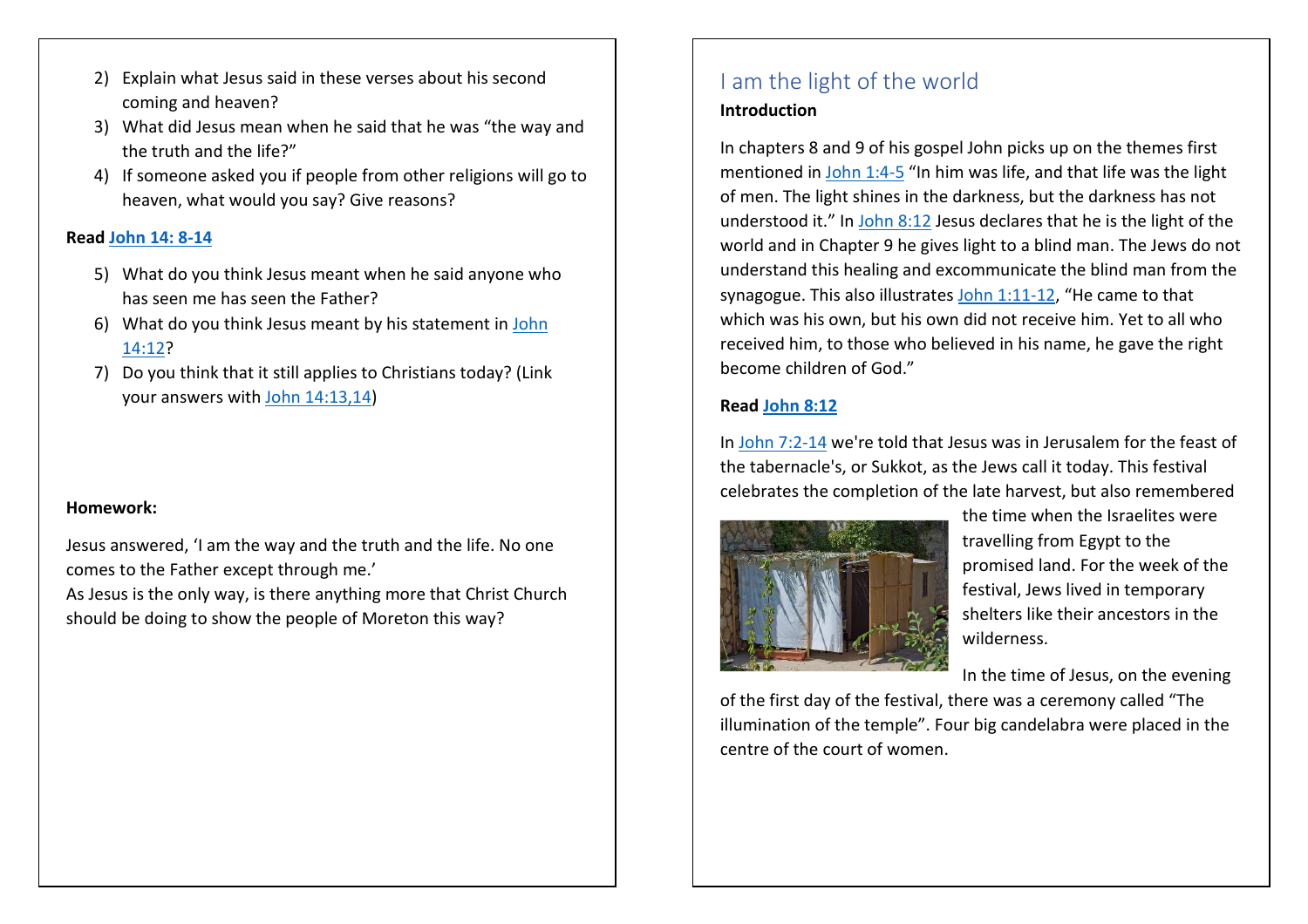2) Explain what Jesus said in these verses about his second coming and heaven?
3) What did Jesus mean when he said that he was "the way and the truth and the life?"
4) If someone asked you if people from other religions will go to heaven, what would you say? Give reasons?

**Read John 14: 8-14**

5) What do you think Jesus meant when he said anyone who has seen me has seen the Father?
6) What do you think Jesus meant by his statement in John 14:12?
7) Do you think that it still applies to Christians today? (Link your answers with John 14:13,14)

**Homework:**

Jesus answered, 'I am the way and the truth and the life. No one comes to the Father except through me.'
As Jesus is the only way, is there anything more that Christ Church should be doing to show the people of Moreton this way?

## I am the light of the world

**Introduction**

In chapters 8 and 9 of his gospel John picks up on the themes first mentioned in John 1:4-5 "In him was life, and that life was the light of men. The light shines in the darkness, but the darkness has not understood it." In John 8:12 Jesus declares that he is the light of the world and in Chapter 9 he gives light to a blind man. The Jews do not understand this healing and excommunicate the blind man from the synagogue. This also illustrates John 1:11-12, "He came to that which was his own, but his own did not receive him. Yet to all who received him, to those who believed in his name, he gave the right become children of God."

**Read John 8:12**

In John 7:2-14 we're told that Jesus was in Jerusalem for the feast of the tabernacle's, or Sukkot, as the Jews call it today. This festival celebrates the completion of the late harvest, but also remembered the time when the Israelites were travelling from Egypt to the promised land. For the week of the festival, Jews lived in temporary shelters like their ancestors in the wilderness.

In the time of Jesus, on the evening of the first day of the festival, there was a ceremony called "The illumination of the temple". Four big candelabra were placed in the centre of the court of women.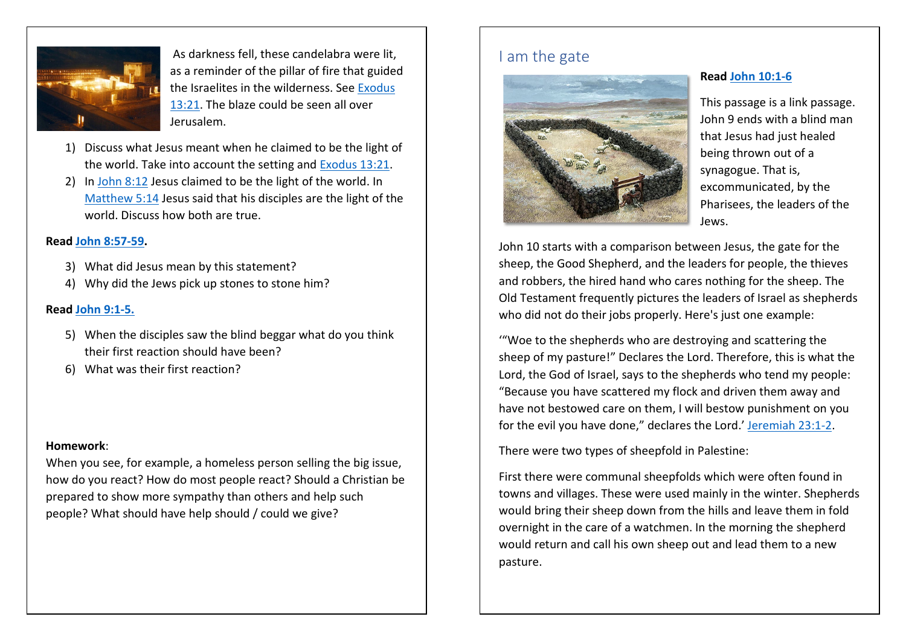As darkness fell, these candelabra were lit, as a reminder of the pillar of fire that guided the Israelites in the wilderness. See Exodus 13:21. The blaze could be seen all over Jerusalem.

1) Discuss what Jesus meant when he claimed to be the light of the world. Take into account the setting and Exodus 13:21.
2) In John 8:12 Jesus claimed to be the light of the world. In Matthew 5:14 Jesus said that his disciples are the light of the world. Discuss how both are true.

**Read John 8:57-59.**

3) What did Jesus mean by this statement?
4) Why did the Jews pick up stones to stone him?

**Read John 9:1-5.**

5) When the disciples saw the blind beggar what do you think their first reaction should have been?
6) What was their first reaction?

**Homework**:
When you see, for example, a homeless person selling the big issue, how do you react? How do most people react? Should a Christian be prepared to show more sympathy than others and help such people? What should have help should / could we give?

## I am the gate

**Read John 10:1-6**

This passage is a link passage. John 9 ends with a blind man that Jesus had just healed being thrown out of a synagogue. That is, excommunicated, by the Pharisees, the leaders of the Jews.

John 10 starts with a comparison between Jesus, the gate for the sheep, the Good Shepherd, and the leaders for people, the thieves and robbers, the hired hand who cares nothing for the sheep. The Old Testament frequently pictures the leaders of Israel as shepherds who did not do their jobs properly. Here's just one example:

'"Woe to the shepherds who are destroying and scattering the sheep of my pasture!" Declares the Lord. Therefore, this is what the Lord, the God of Israel, says to the shepherds who tend my people: "Because you have scattered my flock and driven them away and have not bestowed care on them, I will bestow punishment on you for the evil you have done," declares the Lord.' Jeremiah 23:1-2.

There were two types of sheepfold in Palestine:

First there were communal sheepfolds which were often found in towns and villages. These were used mainly in the winter. Shepherds would bring their sheep down from the hills and leave them in fold overnight in the care of a watchmen. In the morning the shepherd would return and call his own sheep out and lead them to a new pasture.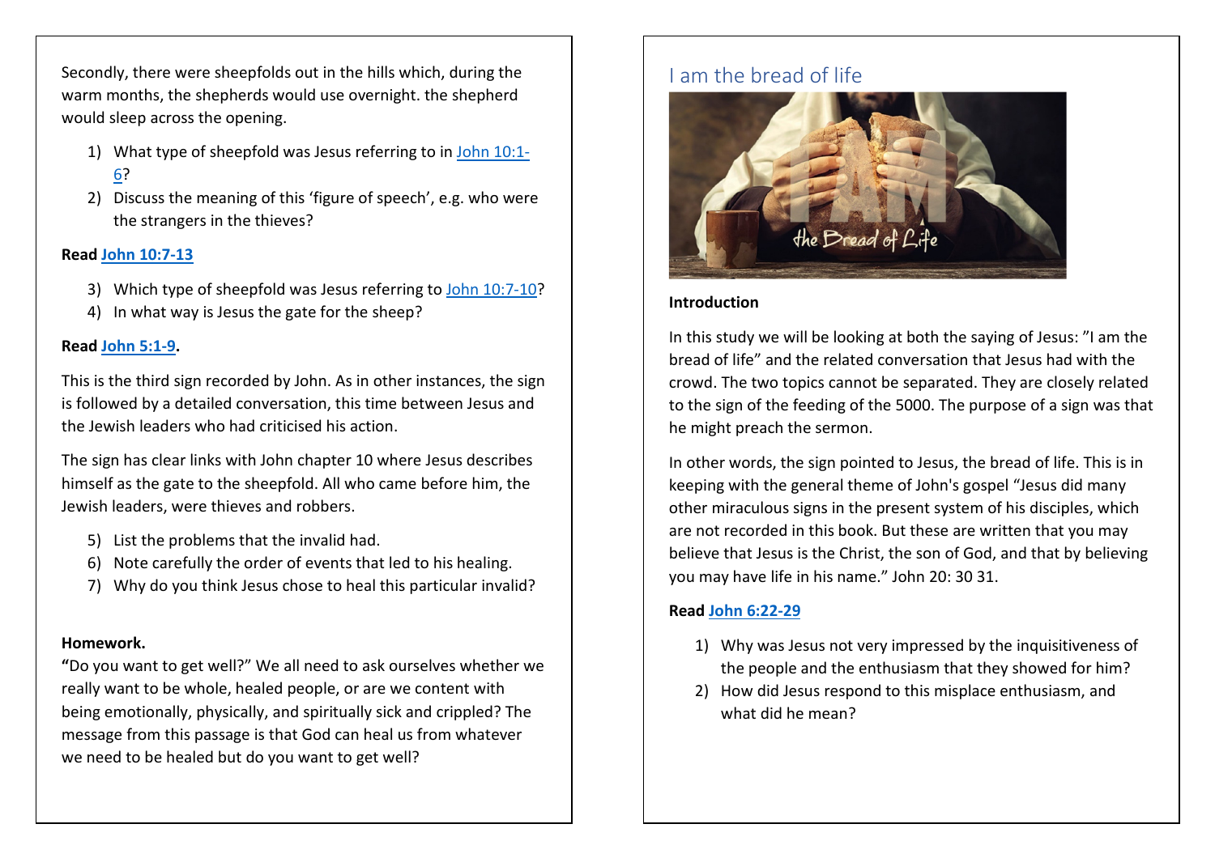Secondly, there were sheepfolds out in the hills which, during the warm months, the shepherds would use overnight. the shepherd would sleep across the opening.

1) What type of sheepfold was Jesus referring to in John 10:1-6?
2) Discuss the meaning of this 'figure of speech', e.g. who were the strangers in the thieves?

**Read John 10:7-13**

3) Which type of sheepfold was Jesus referring to John 10:7-10?
4) In what way is Jesus the gate for the sheep?

**Read John 5:1-9.**

This is the third sign recorded by John. As in other instances, the sign is followed by a detailed conversation, this time between Jesus and the Jewish leaders who had criticised his action.

The sign has clear links with John chapter 10 where Jesus describes himself as the gate to the sheepfold. All who came before him, the Jewish leaders, were thieves and robbers.

5) List the problems that the invalid had.
6) Note carefully the order of events that led to his healing.
7) Why do you think Jesus chose to heal this particular invalid?

**Homework.**
**"**Do you want to get well?" We all need to ask ourselves whether we really want to be whole, healed people, or are we content with being emotionally, physically, and spiritually sick and crippled? The message from this passage is that God can heal us from whatever we need to be healed but do you want to get well?

## I am the bread of life

**Introduction**

In this study we will be looking at both the saying of Jesus: "I am the bread of life" and the related conversation that Jesus had with the crowd. The two topics cannot be separated. They are closely related to the sign of the feeding of the 5000. The purpose of a sign was that he might preach the sermon.

In other words, the sign pointed to Jesus, the bread of life. This is in keeping with the general theme of John's gospel "Jesus did many other miraculous signs in the present system of his disciples, which are not recorded in this book. But these are written that you may believe that Jesus is the Christ, the son of God, and that by believing you may have life in his name." John 20: 30 31.

**Read John 6:22-29**

1) Why was Jesus not very impressed by the inquisitiveness of the people and the enthusiasm that they showed for him?
2) How did Jesus respond to this misplace enthusiasm, and what did he mean?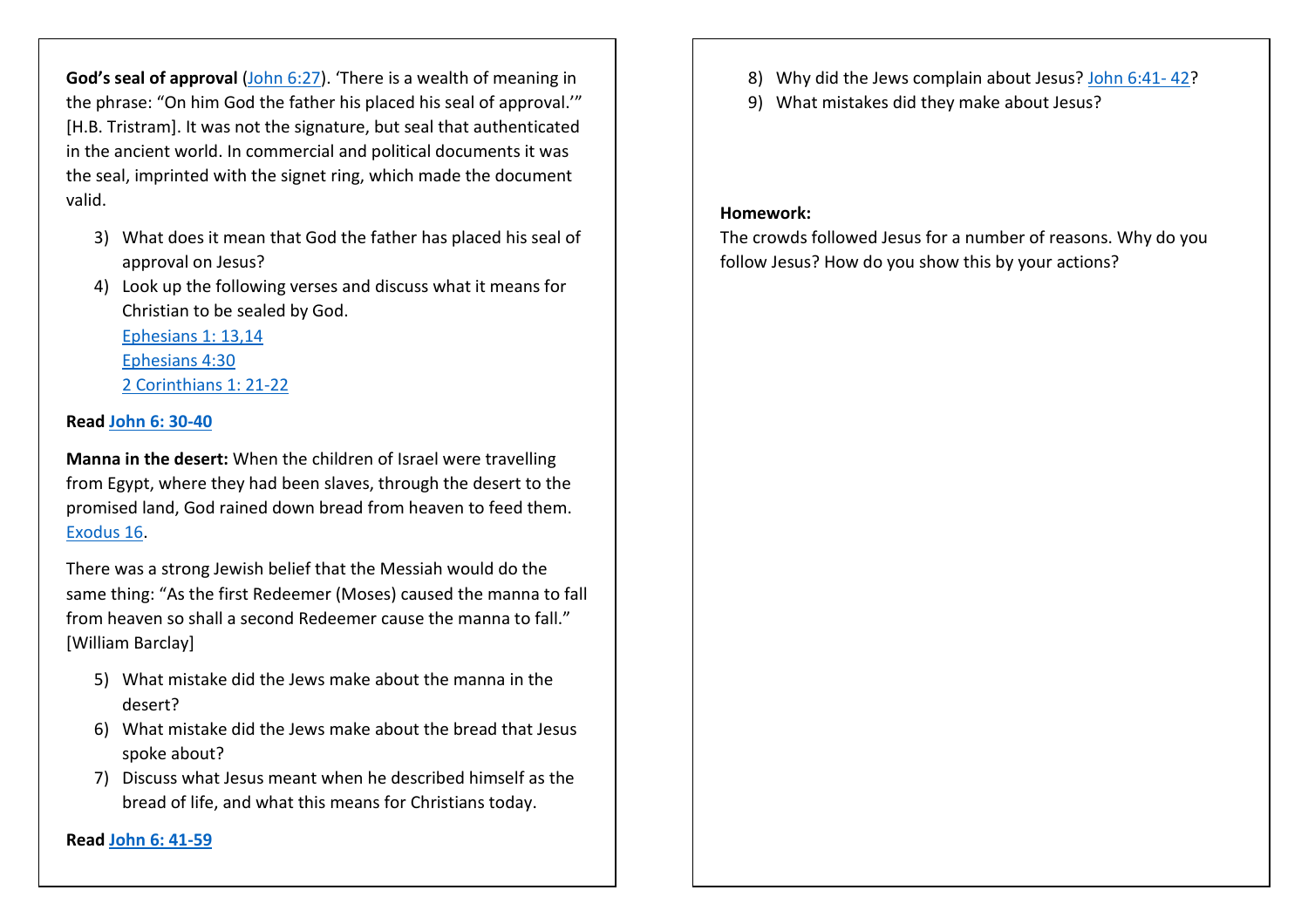**God's seal of approval** (John 6:27). 'There is a wealth of meaning in the phrase: "On him God the father his placed his seal of approval.'" [H.B. Tristram]. It was not the signature, but seal that authenticated in the ancient world. In commercial and political documents it was the seal, imprinted with the signet ring, which made the document valid.

3) What does it mean that God the father has placed his seal of approval on Jesus?
4) Look up the following verses and discuss what it means for Christian to be sealed by God.
   Ephesians 1: 13,14
   Ephesians 4:30
   2 Corinthians 1: 21-22

**Read John 6: 30-40**

**Manna in the desert:** When the children of Israel were travelling from Egypt, where they had been slaves, through the desert to the promised land, God rained down bread from heaven to feed them. Exodus 16.

There was a strong Jewish belief that the Messiah would do the same thing: "As the first Redeemer (Moses) caused the manna to fall from heaven so shall a second Redeemer cause the manna to fall." [William Barclay]

5) What mistake did the Jews make about the manna in the desert?
6) What mistake did the Jews make about the bread that Jesus spoke about?
7) Discuss what Jesus meant when he described himself as the bread of life, and what this means for Christians today.

**Read John 6: 41-59**

8) Why did the Jews complain about Jesus? John 6:41- 42?
9) What mistakes did they make about Jesus?

**Homework:**

The crowds followed Jesus for a number of reasons. Why do you follow Jesus? How do you show this by your actions?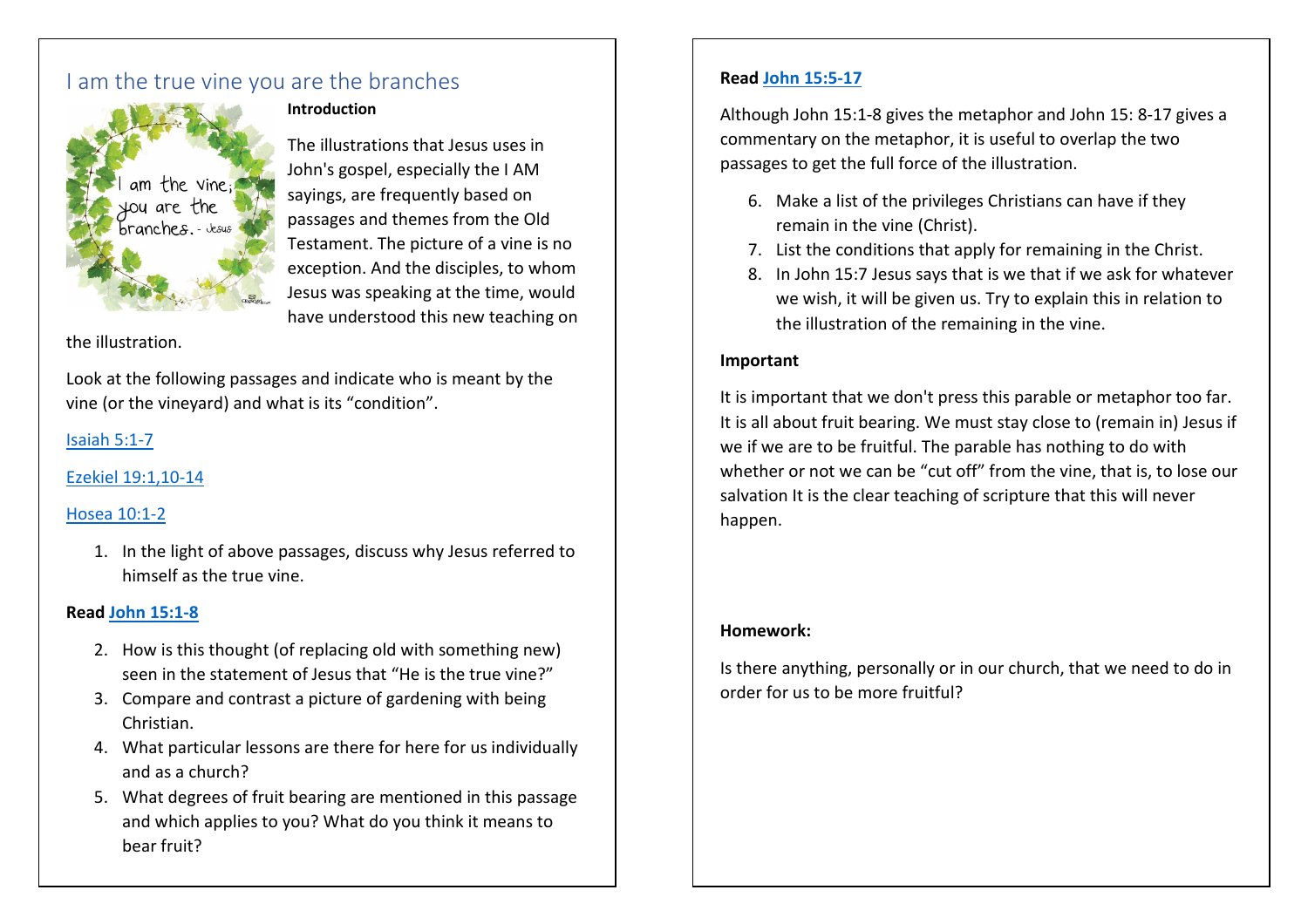# I am the true vine you are the branches

**Introduction**

The illustrations that Jesus uses in John's gospel, especially the I AM sayings, are frequently based on passages and themes from the Old Testament. The picture of a vine is no exception. And the disciples, to whom Jesus was speaking at the time, would have understood this new teaching on the illustration.

Look at the following passages and indicate who is meant by the vine (or the vineyard) and what is its "condition".

Isaiah 5:1-7

Ezekiel 19:1,10-14

Hosea 10:1-2

1. In the light of above passages, discuss why Jesus referred to himself as the true vine.

**Read John 15:1-8**

2. How is this thought (of replacing old with something new) seen in the statement of Jesus that "He is the true vine?"
3. Compare and contrast a picture of gardening with being Christian.
4. What particular lessons are there for here for us individually and as a church?
5. What degrees of fruit bearing are mentioned in this passage and which applies to you? What do you think it means to bear fruit?

**Read John 15:5-17**

Although John 15:1-8 gives the metaphor and John 15: 8-17 gives a commentary on the metaphor, it is useful to overlap the two passages to get the full force of the illustration.

6. Make a list of the privileges Christians can have if they remain in the vine (Christ).
7. List the conditions that apply for remaining in the Christ.
8. In John 15:7 Jesus says that is we that if we ask for whatever we wish, it will be given us. Try to explain this in relation to the illustration of the remaining in the vine.

**Important**

It is important that we don't press this parable or metaphor too far. It is all about fruit bearing. We must stay close to (remain in) Jesus if we if we are to be fruitful. The parable has nothing to do with whether or not we can be "cut off" from the vine, that is, to lose our salvation It is the clear teaching of scripture that this will never happen.

**Homework:**

Is there anything, personally or in our church, that we need to do in order for us to be more fruitful?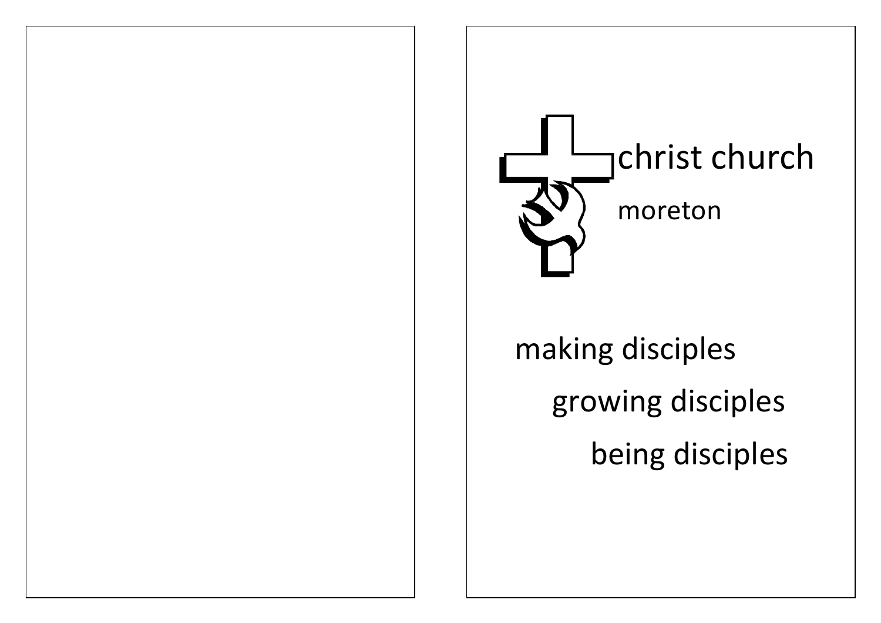christ church

moreton

making disciples

growing disciples

being disciples